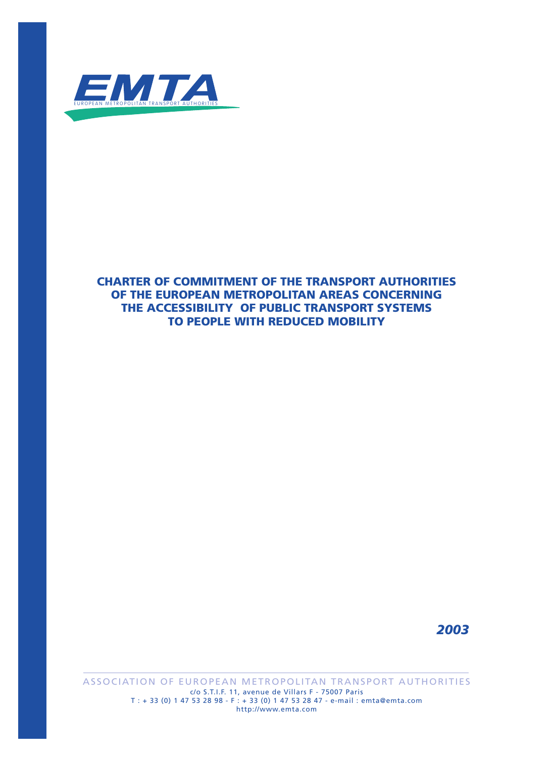EMTA

EUROPEAN METROPOLITAN TRANSPORT AUTHORITIES

# CHARTER OF COMMITMENT OF THE TRANSPORT AUTHORITIES OF THE EUROPEAN METROPOLITAN AREAS CONCERNING THE ACCESSIBILITY OF PUBLIC TRANSPORT SYSTEMS TO PEOPLE WITH REDUCED MOBILITY

***2003***

ASSOCIATION OF EUROPEAN METROPOLITAN TRANSPORT AUTHORITIES

c/o S.T.I.F. 11, avenue de Villars F - 75007 Paris

T : + 33 (0) 1 47 53 28 98 - F : + 33 (0) 1 47 53 28 47 - e-mail : emta@emta.com

http://www.emta.com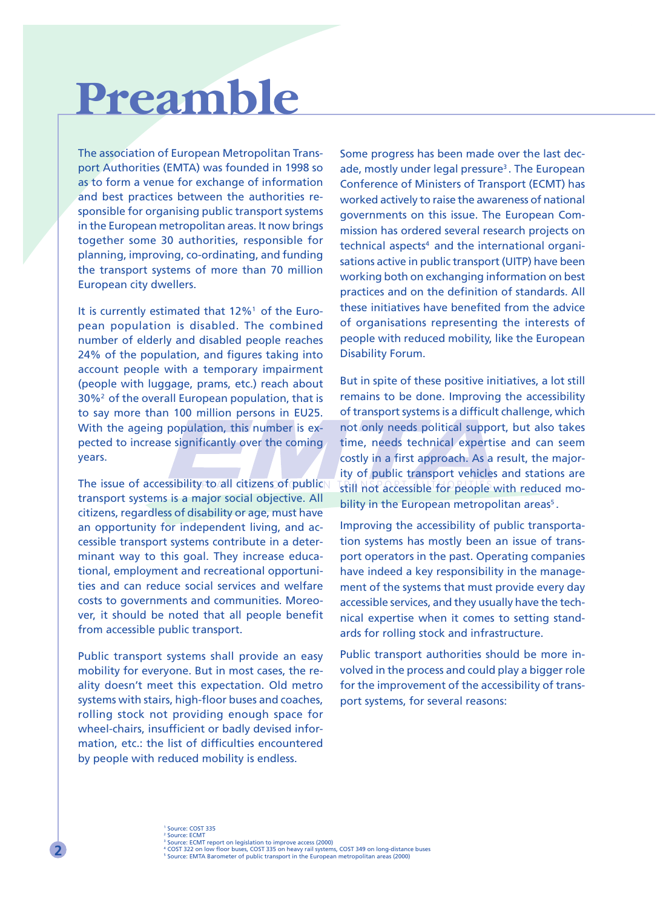# Preamble

The association of European Metropolitan Transport Authorities (EMTA) was founded in 1998 so as to form a venue for exchange of information and best practices between the authorities responsible for organising public transport systems in the European metropolitan areas. It now brings together some 30 authorities, responsible for planning, improving, co-ordinating, and funding the transport systems of more than 70 million European city dwellers.

It is currently estimated that 12%[1] of the European population is disabled. The combined number of elderly and disabled people reaches 24% of the population, and figures taking into account people with a temporary impairment (people with luggage, prams, etc.) reach about 30%[2] of the overall European population, that is to say more than 100 million persons in EU25. With the ageing population, this number is expected to increase significantly over the coming years.

The issue of accessibility to all citizens of public transport systems is a major social objective. All citizens, regardless of disability or age, must have an opportunity for independent living, and accessible transport systems contribute in a determinant way to this goal. They increase educational, employment and recreational opportunities and can reduce social services and welfare costs to governments and communities. Moreover, it should be noted that all people benefit from accessible public transport.

Public transport systems shall provide an easy mobility for everyone. But in most cases, the reality doesn't meet this expectation. Old metro systems with stairs, high-floor buses and coaches, rolling stock not providing enough space for wheel-chairs, insufficient or badly devised information, etc.: the list of difficulties encountered by people with reduced mobility is endless.

Some progress has been made over the last decade, mostly under legal pressure[3]. The European Conference of Ministers of Transport (ECMT) has worked actively to raise the awareness of national governments on this issue. The European Commission has ordered several research projects on technical aspects[4] and the international organisations active in public transport (UITP) have been working both on exchanging information on best practices and on the definition of standards. All these initiatives have benefited from the advice of organisations representing the interests of people with reduced mobility, like the European Disability Forum.

But in spite of these positive initiatives, a lot still remains to be done. Improving the accessibility of transport systems is a difficult challenge, which not only needs political support, but also takes time, needs technical expertise and can seem costly in a first approach. As a result, the majority of public transport vehicles and stations are still not accessible for people with reduced mobility in the European metropolitan areas[5].

Improving the accessibility of public transportation systems has mostly been an issue of transport operators in the past. Operating companies have indeed a key responsibility in the management of the systems that must provide every day accessible services, and they usually have the technical expertise when it comes to setting standards for rolling stock and infrastructure.

Public transport authorities should be more involved in the process and could play a bigger role for the improvement of the accessibility of transport systems, for several reasons:

[1] Source: COST 335
[2] Source: ECMT
[3] Source: ECMT report on legislation to improve access (2000)
[4] COST 322 on low floor buses, COST 335 on heavy rail systems, COST 349 on long-distance buses
[5] Source: EMTA Barometer of public transport in the European metropolitan areas (2000)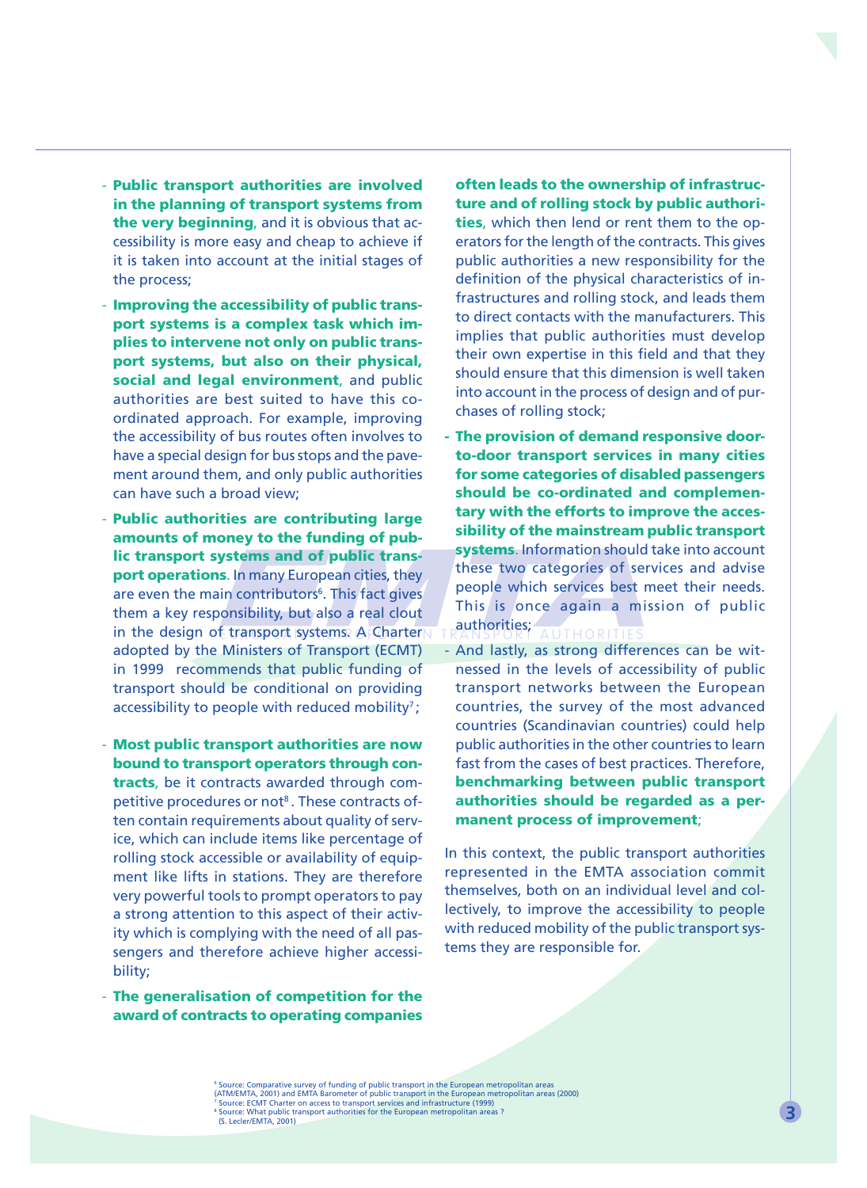- **Public transport authorities are involved in the planning of transport systems from the very beginning**, and it is obvious that accessibility is more easy and cheap to achieve if it is taken into account at the initial stages of the process;

- **Improving the accessibility of public transport systems is a complex task which implies to intervene not only on public transport systems, but also on their physical, social and legal environment**, and public authorities are best suited to have this co-ordinated approach. For example, improving the accessibility of bus routes often involves to have a special design for bus stops and the pavement around them, and only public authorities can have such a broad view;

- **Public authorities are contributing large amounts of money to the funding of public transport systems and of public transport operations**. In many European cities, they are even the main contributors[6]. This fact gives them a key responsibility, but also a real clout in the design of transport systems. A Charter adopted by the Ministers of Transport (ECMT) in 1999 recommends that public funding of transport should be conditional on providing accessibility to people with reduced mobility[7];

- **Most public transport authorities are now bound to transport operators through contracts**, be it contracts awarded through competitive procedures or not[8]. These contracts often contain requirements about quality of service, which can include items like percentage of rolling stock accessible or availability of equipment like lifts in stations. They are therefore very powerful tools to prompt operators to pay a strong attention to this aspect of their activity which is complying with the need of all passengers and therefore achieve higher accessibility;

- **The generalisation of competition for the award of contracts to operating companies often leads to the ownership of infrastructure and of rolling stock by public authorities**, which then lend or rent them to the operators for the length of the contracts. This gives public authorities a new responsibility for the definition of the physical characteristics of infrastructures and rolling stock, and leads them to direct contacts with the manufacturers. This implies that public authorities must develop their own expertise in this field and that they should ensure that this dimension is well taken into account in the process of design and of purchases of rolling stock;

- **The provision of demand responsive door-to-door transport services in many cities for some categories of disabled passengers should be co-ordinated and complementary with the efforts to improve the accessibility of the mainstream public transport systems**. Information should take into account these two categories of services and advise people which services best meet their needs. This is once again a mission of public authorities;

- And lastly, as strong differences can be witnessed in the levels of accessibility of public transport networks between the European countries, the survey of the most advanced countries (Scandinavian countries) could help public authorities in the other countries to learn fast from the cases of best practices. Therefore, **benchmarking between public transport authorities should be regarded as a permanent process of improvement**;

In this context, the public transport authorities represented in the EMTA association commit themselves, both on an individual level and collectively, to improve the accessibility to people with reduced mobility of the public transport systems they are responsible for.

---

[6] Source: Comparative survey of funding of public transport in the European metropolitan areas (ATM/EMTA, 2001) and EMTA Barometer of public transport in the European metropolitan areas (2000)

[7] Source: ECMT Charter on access to transport services and infrastructure (1999)

[8] Source: What public transport authorities for the European metropolitan areas ? (S. Lecler/EMTA, 2001)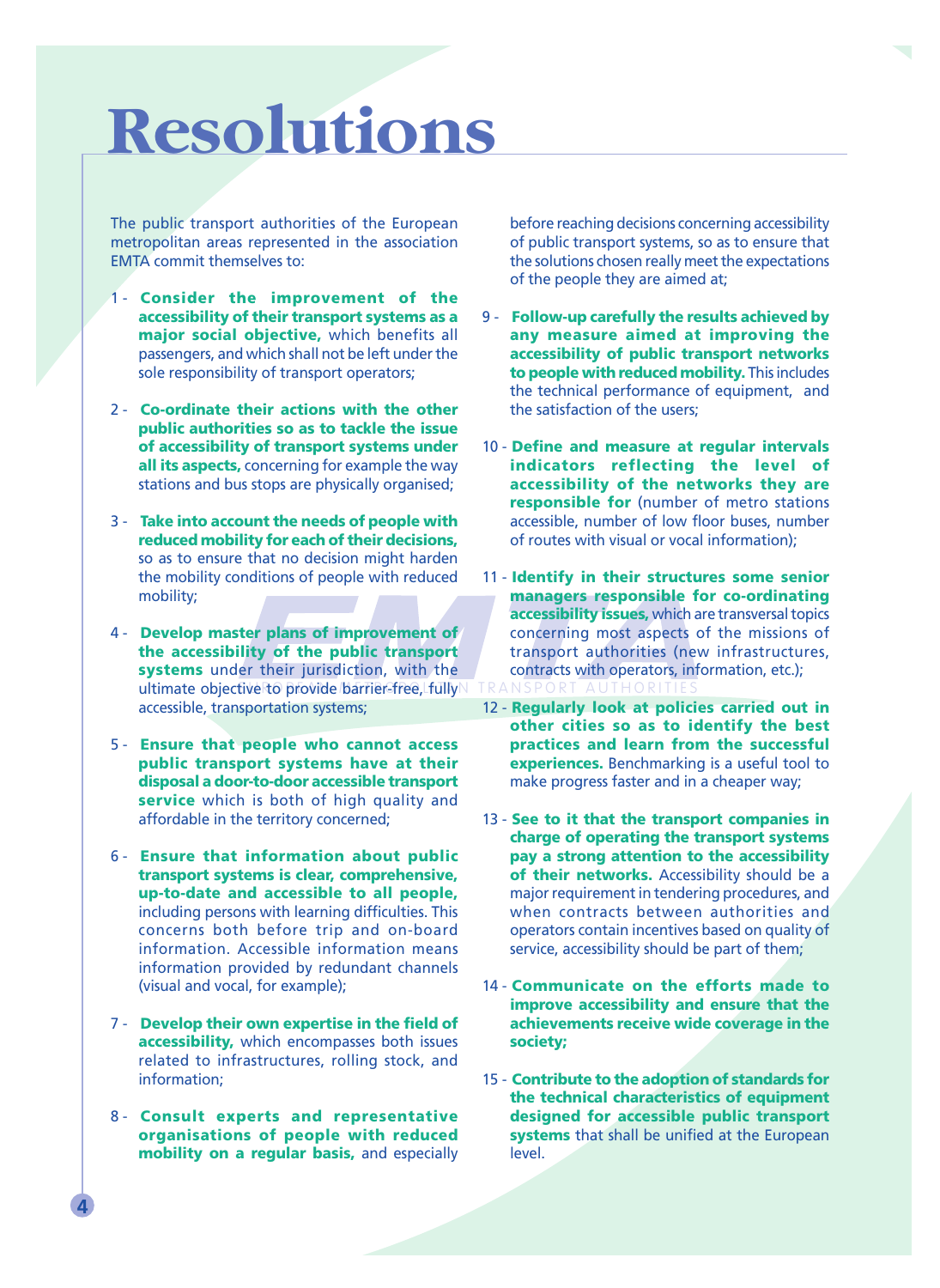# Resolutions

The public transport authorities of the European metropolitan areas represented in the association EMTA commit themselves to:

1 - **Consider the improvement of the accessibility of their transport systems as a major social objective,** which benefits all passengers, and which shall not be left under the sole responsibility of transport operators;

2 - **Co-ordinate their actions with the other public authorities so as to tackle the issue of accessibility of transport systems under all its aspects,** concerning for example the way stations and bus stops are physically organised;

3 - **Take into account the needs of people with reduced mobility for each of their decisions,** so as to ensure that no decision might harden the mobility conditions of people with reduced mobility;

4 - **Develop master plans of improvement of the accessibility of the public transport systems** under their jurisdiction, with the ultimate objective to provide barrier-free, fully accessible, transportation systems;

5 - **Ensure that people who cannot access public transport systems have at their disposal a door-to-door accessible transport service** which is both of high quality and affordable in the territory concerned;

6 - **Ensure that information about public transport systems is clear, comprehensive, up-to-date and accessible to all people,** including persons with learning difficulties. This concerns both before trip and on-board information. Accessible information means information provided by redundant channels (visual and vocal, for example);

7 - **Develop their own expertise in the field of accessibility,** which encompasses both issues related to infrastructures, rolling stock, and information;

8 - **Consult experts and representative organisations of people with reduced mobility on a regular basis,** and especially before reaching decisions concerning accessibility of public transport systems, so as to ensure that the solutions chosen really meet the expectations of the people they are aimed at;

9 - **Follow-up carefully the results achieved by any measure aimed at improving the accessibility of public transport networks to people with reduced mobility.** This includes the technical performance of equipment, and the satisfaction of the users;

10 - **Define and measure at regular intervals indicators reflecting the level of accessibility of the networks they are responsible for** (number of metro stations accessible, number of low floor buses, number of routes with visual or vocal information);

11 - **Identify in their structures some senior managers responsible for co-ordinating accessibility issues,** which are transversal topics concerning most aspects of the missions of transport authorities (new infrastructures, contracts with operators, information, etc.);

12 - **Regularly look at policies carried out in other cities so as to identify the best practices and learn from the successful experiences.** Benchmarking is a useful tool to make progress faster and in a cheaper way;

13 - **See to it that the transport companies in charge of operating the transport systems pay a strong attention to the accessibility of their networks.** Accessibility should be a major requirement in tendering procedures, and when contracts between authorities and operators contain incentives based on quality of service, accessibility should be part of them;

14 - **Communicate on the efforts made to improve accessibility and ensure that the achievements receive wide coverage in the society;**

15 - **Contribute to the adoption of standards for the technical characteristics of equipment designed for accessible public transport systems** that shall be unified at the European level.